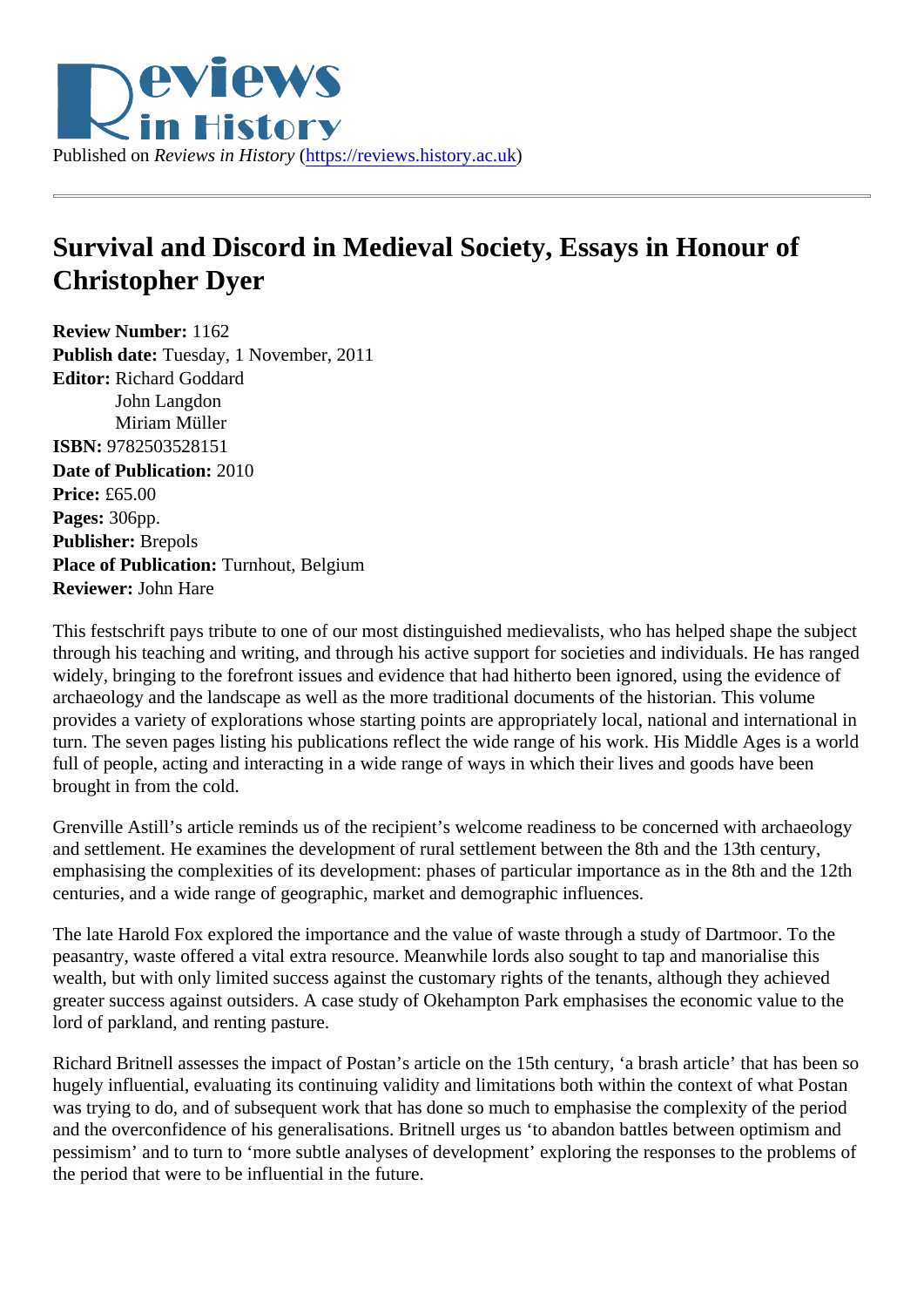Published on *Reviews in History* (https://reviews.history.ac.uk)

# Survival and Discord in Medieval Society, Essays in Honour of Christopher Dyer

**Review Number:** 1162
**Publish date:** Tuesday, 1 November, 2011
**Editor:** Richard Goddard
John Langdon
Miriam Müller
**ISBN:** 9782503528151
**Date of Publication:** 2010
**Price:** £65.00
**Pages:** 306pp.
**Publisher:** Brepols
**Place of Publication:** Turnhout, Belgium
**Reviewer:** John Hare

This festschrift pays tribute to one of our most distinguished medievalists, who has helped shape the subject through his teaching and writing, and through his active support for societies and individuals. He has ranged widely, bringing to the forefront issues and evidence that had hitherto been ignored, using the evidence of archaeology and the landscape as well as the more traditional documents of the historian. This volume provides a variety of explorations whose starting points are appropriately local, national and international in turn. The seven pages listing his publications reflect the wide range of his work. His Middle Ages is a world full of people, acting and interacting in a wide range of ways in which their lives and goods have been brought in from the cold.

Grenville Astill's article reminds us of the recipient's welcome readiness to be concerned with archaeology and settlement. He examines the development of rural settlement between the 8th and the 13th century, emphasising the complexities of its development: phases of particular importance as in the 8th and the 12th centuries, and a wide range of geographic, market and demographic influences.

The late Harold Fox explored the importance and the value of waste through a study of Dartmoor. To the peasantry, waste offered a vital extra resource. Meanwhile lords also sought to tap and manorialise this wealth, but with only limited success against the customary rights of the tenants, although they achieved greater success against outsiders. A case study of Okehampton Park emphasises the economic value to the lord of parkland, and renting pasture.

Richard Britnell assesses the impact of Postan's article on the 15th century, 'a brash article' that has been so hugely influential, evaluating its continuing validity and limitations both within the context of what Postan was trying to do, and of subsequent work that has done so much to emphasise the complexity of the period and the overconfidence of his generalisations. Britnell urges us 'to abandon battles between optimism and pessimism' and to turn to 'more subtle analyses of development' exploring the responses to the problems of the period that were to be influential in the future.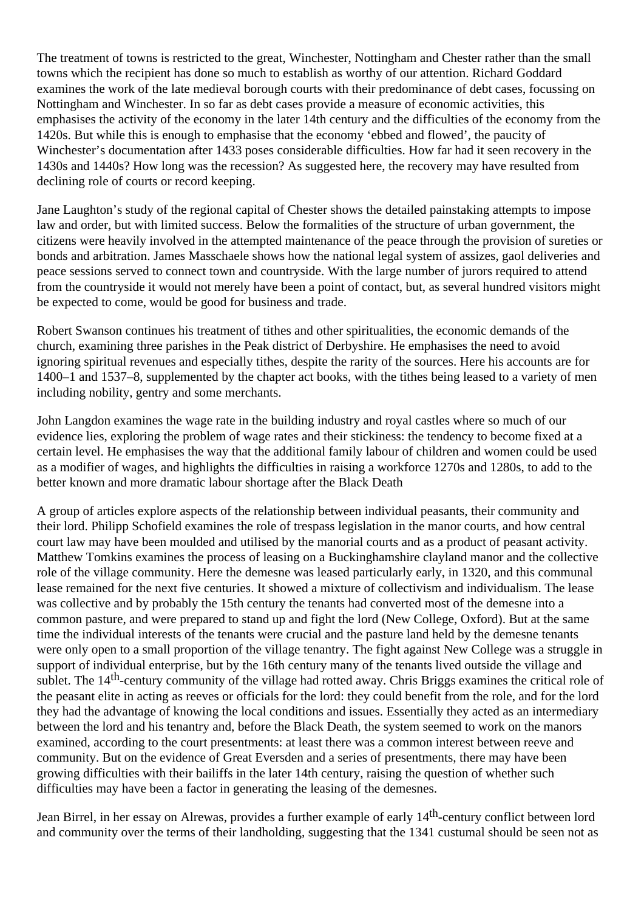The treatment of towns is restricted to the great, Winchester, Nottingham and Chester rather than the small towns which the recipient has done so much to establish as worthy of our attention. Richard Goddard examines the work of the late medieval borough courts with their predominance of debt cases, focussing on Nottingham and Winchester. In so far as debt cases provide a measure of economic activities, this emphasises the activity of the economy in the later 14th century and the difficulties of the economy from the 1420s. But while this is enough to emphasise that the economy 'ebbed and flowed', the paucity of Winchester's documentation after 1433 poses considerable difficulties. How far had it seen recovery in the 1430s and 1440s? How long was the recession? As suggested here, the recovery may have resulted from declining role of courts or record keeping.

Jane Laughton's study of the regional capital of Chester shows the detailed painstaking attempts to impose law and order, but with limited success. Below the formalities of the structure of urban government, the citizens were heavily involved in the attempted maintenance of the peace through the provision of sureties or bonds and arbitration. James Masschaele shows how the national legal system of assizes, gaol deliveries and peace sessions served to connect town and countryside. With the large number of jurors required to attend from the countryside it would not merely have been a point of contact, but, as several hundred visitors might be expected to come, would be good for business and trade.

Robert Swanson continues his treatment of tithes and other spiritualities, the economic demands of the church, examining three parishes in the Peak district of Derbyshire. He emphasises the need to avoid ignoring spiritual revenues and especially tithes, despite the rarity of the sources. Here his accounts are for 1400–1 and 1537–8, supplemented by the chapter act books, with the tithes being leased to a variety of men including nobility, gentry and some merchants.

John Langdon examines the wage rate in the building industry and royal castles where so much of our evidence lies, exploring the problem of wage rates and their stickiness: the tendency to become fixed at a certain level. He emphasises the way that the additional family labour of children and women could be used as a modifier of wages, and highlights the difficulties in raising a workforce 1270s and 1280s, to add to the better known and more dramatic labour shortage after the Black Death

A group of articles explore aspects of the relationship between individual peasants, their community and their lord. Philipp Schofield examines the role of trespass legislation in the manor courts, and how central court law may have been moulded and utilised by the manorial courts and as a product of peasant activity. Matthew Tomkins examines the process of leasing on a Buckinghamshire clayland manor and the collective role of the village community. Here the demesne was leased particularly early, in 1320, and this communal lease remained for the next five centuries. It showed a mixture of collectivism and individualism. The lease was collective and by probably the 15th century the tenants had converted most of the demesne into a common pasture, and were prepared to stand up and fight the lord (New College, Oxford). But at the same time the individual interests of the tenants were crucial and the pasture land held by the demesne tenants were only open to a small proportion of the village tenantry. The fight against New College was a struggle in support of individual enterprise, but by the 16th century many of the tenants lived outside the village and sublet. The 14th-century community of the village had rotted away. Chris Briggs examines the critical role of the peasant elite in acting as reeves or officials for the lord: they could benefit from the role, and for the lord they had the advantage of knowing the local conditions and issues. Essentially they acted as an intermediary between the lord and his tenantry and, before the Black Death, the system seemed to work on the manors examined, according to the court presentments: at least there was a common interest between reeve and community. But on the evidence of Great Eversden and a series of presentments, there may have been growing difficulties with their bailiffs in the later 14th century, raising the question of whether such difficulties may have been a factor in generating the leasing of the demesnes.

Jean Birrel, in her essay on Alrewas, provides a further example of early 14th-century conflict between lord and community over the terms of their landholding, suggesting that the 1341 custumal should be seen not as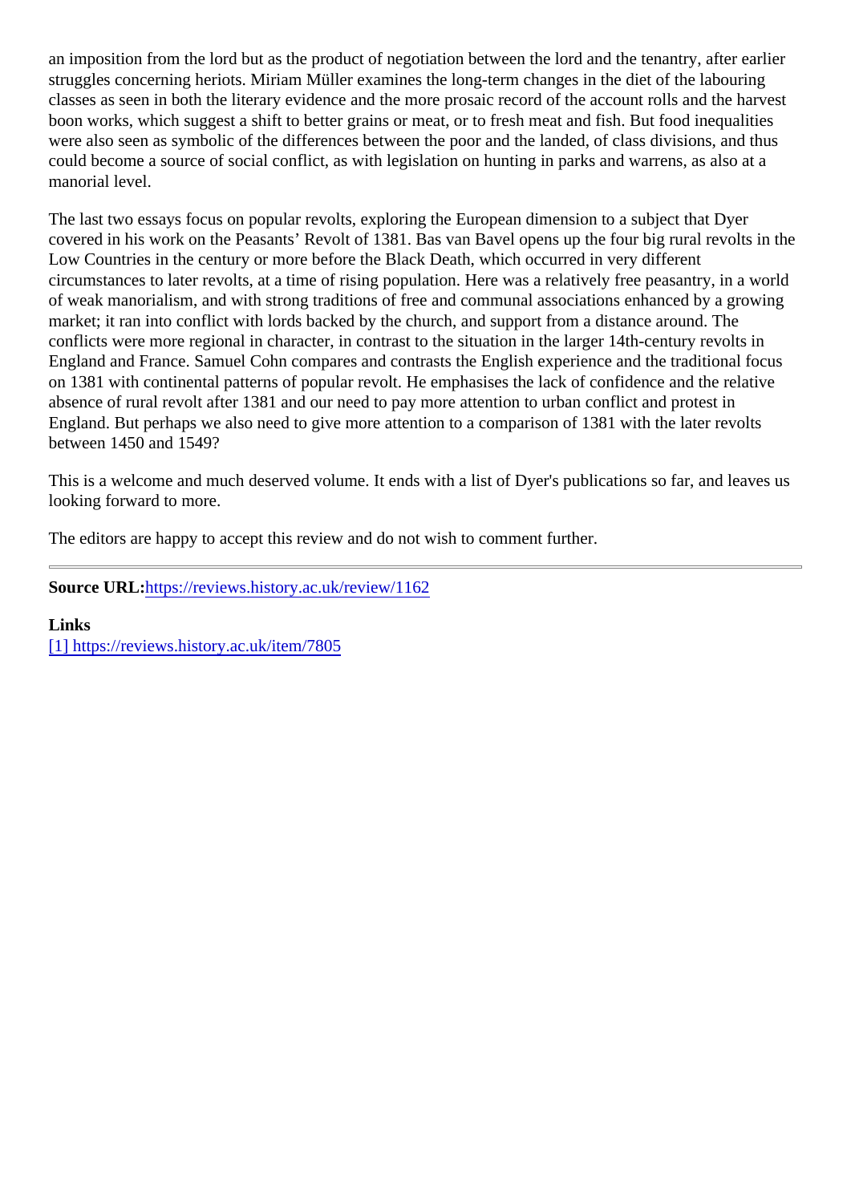an imposition from the lord but as the product of negotiation between the lord and the tenantry, after earlier struggles concerning heriots. Miriam Müller examines the long-term changes in the diet of the labouring classes as seen in both the literary evidence and the more prosaic record of the account rolls and the harvest boon works, which suggest a shift to better grains or meat, or to fresh meat and fish. But food inequalities were also seen as symbolic of the differences between the poor and the landed, of class divisions, and thus could become a source of social conflict, as with legislation on hunting in parks and warrens, as also at a manorial level.

The last two essays focus on popular revolts, exploring the European dimension to a subject that Dyer covered in his work on the Peasants' Revolt of 1381. Bas van Bavel opens up the four big rural revolts in the Low Countries in the century or more before the Black Death, which occurred in very different circumstances to later revolts, at a time of rising population. Here was a relatively free peasantry, in a world of weak manorialism, and with strong traditions of free and communal associations enhanced by a growing market; it ran into conflict with lords backed by the church, and support from a distance around. The conflicts were more regional in character, in contrast to the situation in the larger 14th-century revolts in England and France. Samuel Cohn compares and contrasts the English experience and the traditional focus on 1381 with continental patterns of popular revolt. He emphasises the lack of confidence and the relative absence of rural revolt after 1381 and our need to pay more attention to urban conflict and protest in England. But perhaps we also need to give more attention to a comparison of 1381 with the later revolts between 1450 and 1549?

This is a welcome and much deserved volume. It ends with a list of Dyer's publications so far, and leaves us looking forward to more.

The editors are happy to accept this review and do not wish to comment further.

---

**Source URL:** https://reviews.history.ac.uk/review/1162

**Links**
[1] https://reviews.history.ac.uk/item/7805